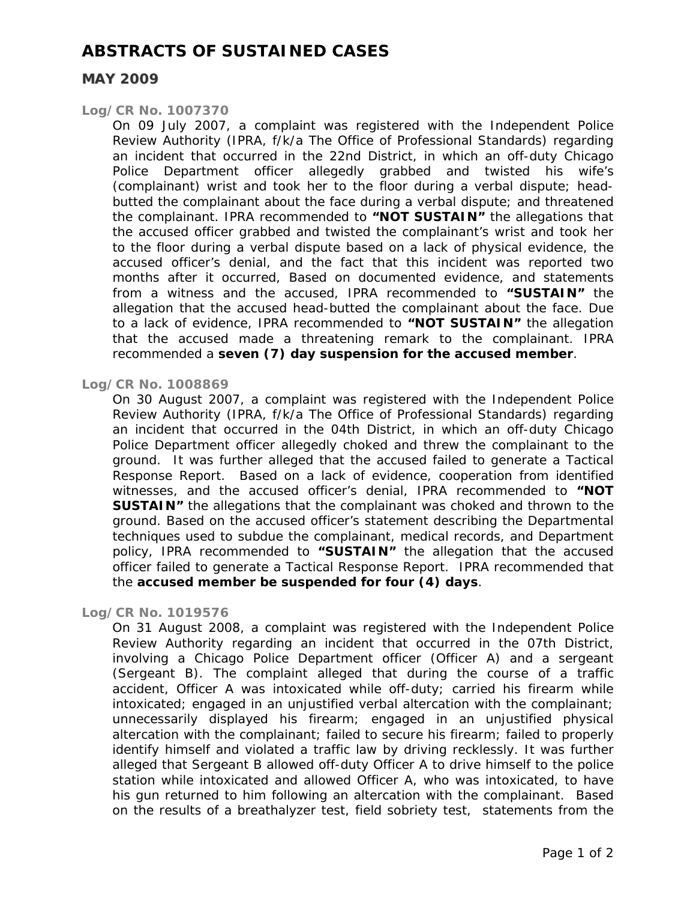# ABSTRACTS OF SUSTAINED CASES

## MAY 2009

### Log/CR No. 1007370

On 09 July 2007, a complaint was registered with the Independent Police Review Authority (IPRA, f/k/a The Office of Professional Standards) regarding an incident that occurred in the 22nd District, in which an off-duty Chicago Police Department officer allegedly grabbed and twisted his wife's (complainant) wrist and took her to the floor during a verbal dispute; head-butted the complainant about the face during a verbal dispute; and threatened the complainant. IPRA recommended to **"NOT SUSTAIN"** the allegations that the accused officer grabbed and twisted the complainant's wrist and took her to the floor during a verbal dispute based on a lack of physical evidence, the accused officer's denial, and the fact that this incident was reported two months after it occurred, Based on documented evidence, and statements from a witness and the accused, IPRA recommended to **"SUSTAIN"** the allegation that the accused head-butted the complainant about the face. Due to a lack of evidence, IPRA recommended to **"NOT SUSTAIN"** the allegation that the accused made a threatening remark to the complainant. IPRA recommended a **seven (7) day suspension for the accused member**.

### Log/CR No. 1008869

On 30 August 2007, a complaint was registered with the Independent Police Review Authority (IPRA, f/k/a The Office of Professional Standards) regarding an incident that occurred in the 04th District, in which an off-duty Chicago Police Department officer allegedly choked and threw the complainant to the ground. It was further alleged that the accused failed to generate a Tactical Response Report. Based on a lack of evidence, cooperation from identified witnesses, and the accused officer's denial, IPRA recommended to **"NOT SUSTAIN"** the allegations that the complainant was choked and thrown to the ground. Based on the accused officer's statement describing the Departmental techniques used to subdue the complainant, medical records, and Department policy, IPRA recommended to **"SUSTAIN"** the allegation that the accused officer failed to generate a Tactical Response Report. IPRA recommended that the **accused member be suspended for four (4) days**.

### Log/CR No. 1019576

On 31 August 2008, a complaint was registered with the Independent Police Review Authority regarding an incident that occurred in the 07th District, involving a Chicago Police Department officer (Officer A) and a sergeant (Sergeant B). The complaint alleged that during the course of a traffic accident, Officer A was intoxicated while off-duty; carried his firearm while intoxicated; engaged in an unjustified verbal altercation with the complainant; unnecessarily displayed his firearm; engaged in an unjustified physical altercation with the complainant; failed to secure his firearm; failed to properly identify himself and violated a traffic law by driving recklessly. It was further alleged that Sergeant B allowed off-duty Officer A to drive himself to the police station while intoxicated and allowed Officer A, who was intoxicated, to have his gun returned to him following an altercation with the complainant. Based on the results of a breathalyzer test, field sobriety test, statements from the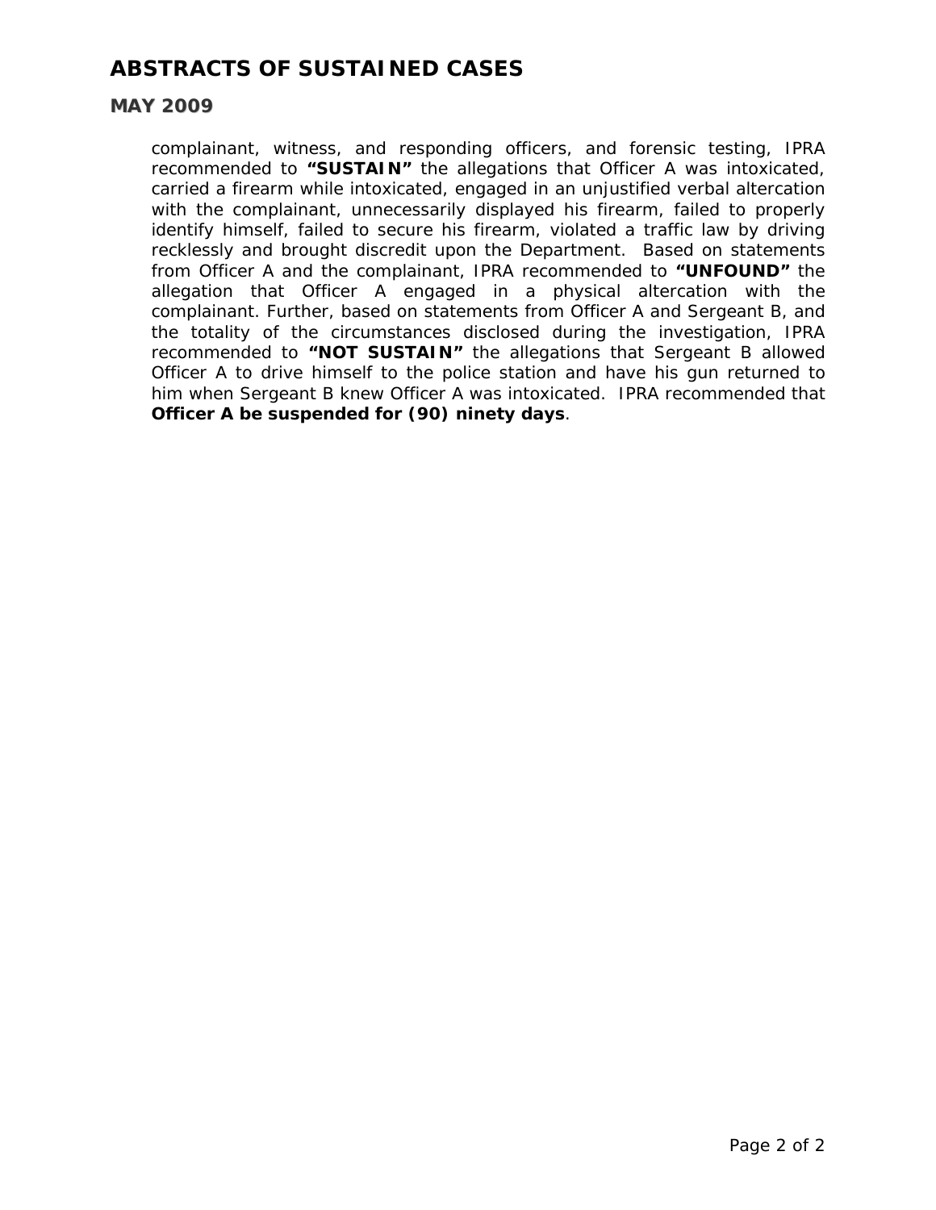# ABSTRACTS OF SUSTAINED CASES

## MAY 2009

complainant, witness, and responding officers, and forensic testing, IPRA recommended to **"SUSTAIN"** the allegations that Officer A was intoxicated, carried a firearm while intoxicated, engaged in an unjustified verbal altercation with the complainant, unnecessarily displayed his firearm, failed to properly identify himself, failed to secure his firearm, violated a traffic law by driving recklessly and brought discredit upon the Department. Based on statements from Officer A and the complainant, IPRA recommended to **"UNFOUND"** the allegation that Officer A engaged in a physical altercation with the complainant. Further, based on statements from Officer A and Sergeant B, and the totality of the circumstances disclosed during the investigation, IPRA recommended to **"NOT SUSTAIN"** the allegations that Sergeant B allowed Officer A to drive himself to the police station and have his gun returned to him when Sergeant B knew Officer A was intoxicated. IPRA recommended that **Officer A be suspended for (90) ninety days**.